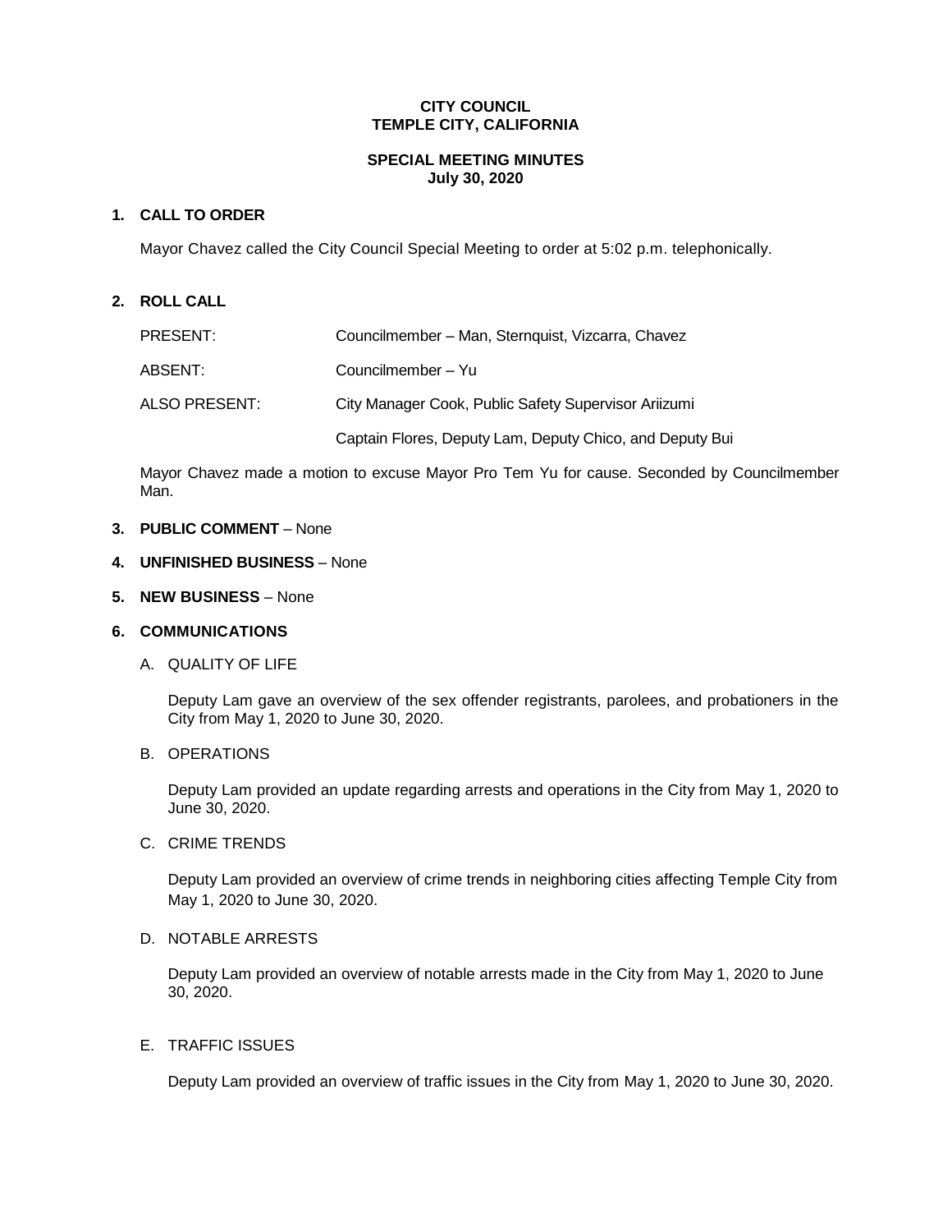**CITY COUNCIL**
**TEMPLE CITY, CALIFORNIA**

**SPECIAL MEETING MINUTES**
**July 30, 2020**

## 1. CALL TO ORDER

Mayor Chavez called the City Council Special Meeting to order at 5:02 p.m. telephonically.

## 2. ROLL CALL

| | |
|---|---|
| PRESENT: | Councilmember – Man, Sternquist, Vizcarra, Chavez |
| ABSENT: | Councilmember – Yu |
| ALSO PRESENT: | City Manager Cook, Public Safety Supervisor Ariizumi |
| | Captain Flores, Deputy Lam, Deputy Chico, and Deputy Bui |

Mayor Chavez made a motion to excuse Mayor Pro Tem Yu for cause. Seconded by Councilmember Man.

## 3. PUBLIC COMMENT – None

## 4. UNFINISHED BUSINESS – None

## 5. NEW BUSINESS – None

## 6. COMMUNICATIONS

A. QUALITY OF LIFE

Deputy Lam gave an overview of the sex offender registrants, parolees, and probationers in the City from May 1, 2020 to June 30, 2020.

B. OPERATIONS

Deputy Lam provided an update regarding arrests and operations in the City from May 1, 2020 to June 30, 2020.

C. CRIME TRENDS

Deputy Lam provided an overview of crime trends in neighboring cities affecting Temple City from May 1, 2020 to June 30, 2020.

D. NOTABLE ARRESTS

Deputy Lam provided an overview of notable arrests made in the City from May 1, 2020 to June 30, 2020.

E. TRAFFIC ISSUES

Deputy Lam provided an overview of traffic issues in the City from May 1, 2020 to June 30, 2020.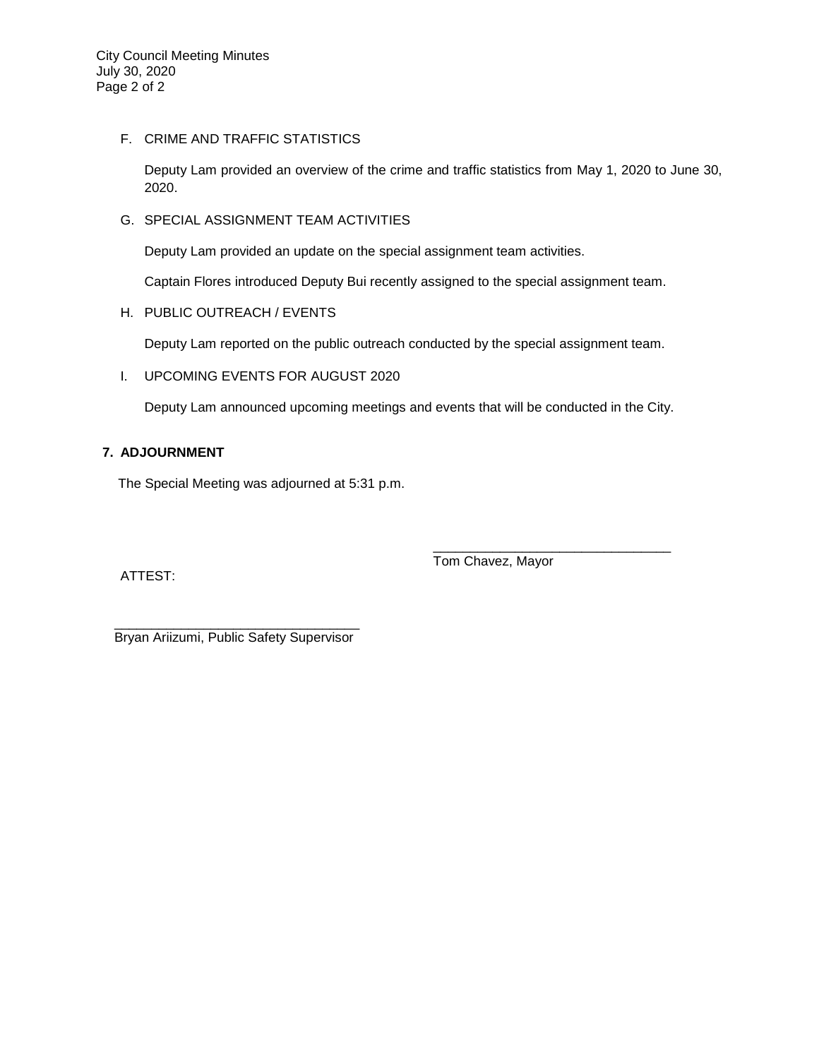F. CRIME AND TRAFFIC STATISTICS

Deputy Lam provided an overview of the crime and traffic statistics from May 1, 2020 to June 30, 2020.

G. SPECIAL ASSIGNMENT TEAM ACTIVITIES

Deputy Lam provided an update on the special assignment team activities.

Captain Flores introduced Deputy Bui recently assigned to the special assignment team.

H. PUBLIC OUTREACH / EVENTS

Deputy Lam reported on the public outreach conducted by the special assignment team.

I. UPCOMING EVENTS FOR AUGUST 2020

Deputy Lam announced upcoming meetings and events that will be conducted in the City.

**7. ADJOURNMENT**

The Special Meeting was adjourned at 5:31 p.m.

\_\_\_\_\_\_\_\_\_\_\_\_\_\_\_\_\_\_\_\_\_\_\_\_\_\_\_\_\_\_\_\_
Tom Chavez, Mayor

ATTEST:

\_\_\_\_\_\_\_\_\_\_\_\_\_\_\_\_\_\_\_\_\_\_\_\_\_\_\_\_\_\_\_\_
Bryan Ariizumi, Public Safety Supervisor